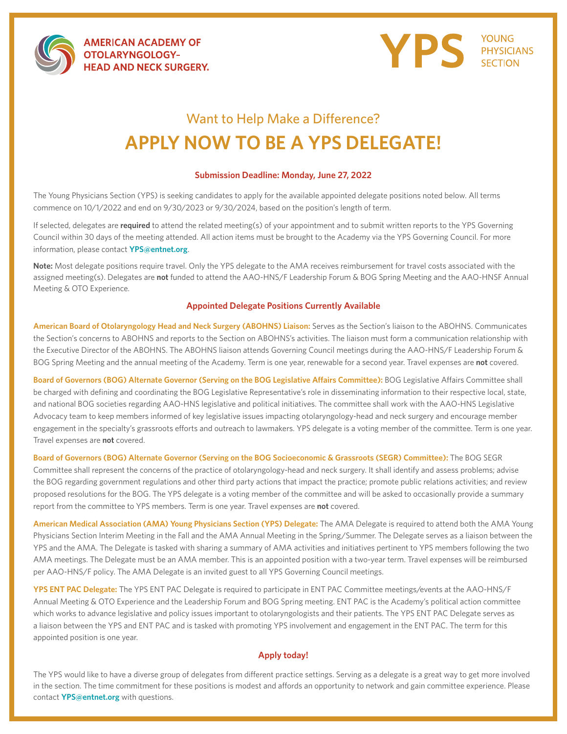AMERICAN ACADEMY OF OTOLARYNGOLOGY–HEAD AND NECK SURGERY.

YPS YOUNG PHYSICIANS SECTION

## Want to Help Make a Difference?

# APPLY NOW TO BE A YPS DELEGATE!

**Submission Deadline: Monday, June 27, 2022**

The Young Physicians Section (YPS) is seeking candidates to apply for the available appointed delegate positions noted below. All terms commence on 10/1/2022 and end on 9/30/2023 or 9/30/2024, based on the position's length of term.

If selected, delegates are **required** to attend the related meeting(s) of your appointment and to submit written reports to the YPS Governing Council within 30 days of the meeting attended. All action items must be brought to the Academy via the YPS Governing Council. For more information, please contact **YPS@entnet.org**.

**Note:** Most delegate positions require travel. Only the YPS delegate to the AMA receives reimbursement for travel costs associated with the assigned meeting(s). Delegates are **not** funded to attend the AAO-HNS/F Leadership Forum & BOG Spring Meeting and the AAO-HNSF Annual Meeting & OTO Experience.

## Appointed Delegate Positions Currently Available

**American Board of Otolaryngology Head and Neck Surgery (ABOHNS) Liaison:** Serves as the Section's liaison to the ABOHNS. Communicates the Section's concerns to ABOHNS and reports to the Section on ABOHNS's activities. The liaison must form a communication relationship with the Executive Director of the ABOHNS. The ABOHNS liaison attends Governing Council meetings during the AAO-HNS/F Leadership Forum & BOG Spring Meeting and the annual meeting of the Academy. Term is one year, renewable for a second year. Travel expenses are **not** covered.

**Board of Governors (BOG) Alternate Governor (Serving on the BOG Legislative Affairs Committee):** BOG Legislative Affairs Committee shall be charged with defining and coordinating the BOG Legislative Representative's role in disseminating information to their respective local, state, and national BOG societies regarding AAO-HNS legislative and political initiatives. The committee shall work with the AAO-HNS Legislative Advocacy team to keep members informed of key legislative issues impacting otolaryngology-head and neck surgery and encourage member engagement in the specialty's grassroots efforts and outreach to lawmakers. YPS delegate is a voting member of the committee. Term is one year. Travel expenses are **not** covered.

**Board of Governors (BOG) Alternate Governor (Serving on the BOG Socioeconomic & Grassroots (SEGR) Committee):** The BOG SEGR Committee shall represent the concerns of the practice of otolaryngology-head and neck surgery. It shall identify and assess problems; advise the BOG regarding government regulations and other third party actions that impact the practice; promote public relations activities; and review proposed resolutions for the BOG. The YPS delegate is a voting member of the committee and will be asked to occasionally provide a summary report from the committee to YPS members. Term is one year. Travel expenses are **not** covered.

**American Medical Association (AMA) Young Physicians Section (YPS) Delegate:** The AMA Delegate is required to attend both the AMA Young Physicians Section Interim Meeting in the Fall and the AMA Annual Meeting in the Spring/Summer. The Delegate serves as a liaison between the YPS and the AMA. The Delegate is tasked with sharing a summary of AMA activities and initiatives pertinent to YPS members following the two AMA meetings. The Delegate must be an AMA member. This is an appointed position with a two-year term. Travel expenses will be reimbursed per AAO-HNS/F policy. The AMA Delegate is an invited guest to all YPS Governing Council meetings.

**YPS ENT PAC Delegate:** The YPS ENT PAC Delegate is required to participate in ENT PAC Committee meetings/events at the AAO-HNS/F Annual Meeting & OTO Experience and the Leadership Forum and BOG Spring meeting. ENT PAC is the Academy's political action committee which works to advance legislative and policy issues important to otolaryngologists and their patients. The YPS ENT PAC Delegate serves as a liaison between the YPS and ENT PAC and is tasked with promoting YPS involvement and engagement in the ENT PAC. The term for this appointed position is one year.

## Apply today!

The YPS would like to have a diverse group of delegates from different practice settings. Serving as a delegate is a great way to get more involved in the section. The time commitment for these positions is modest and affords an opportunity to network and gain committee experience. Please contact **YPS@entnet.org** with questions.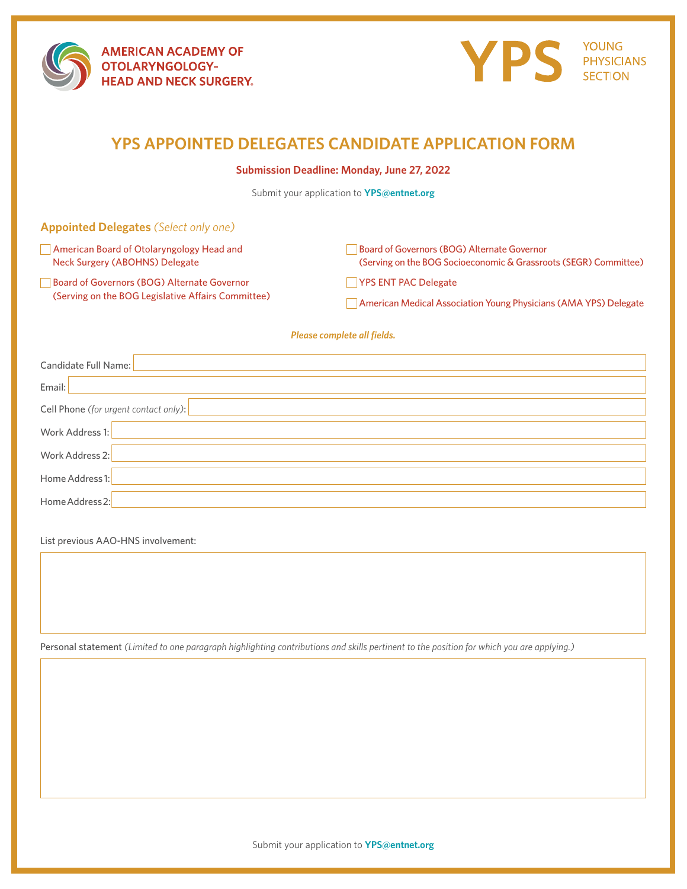AMERICAN ACADEMY OF OTOLARYNGOLOGY–HEAD AND NECK SURGERY.

YPS YOUNG PHYSICIANS SECTION

# YPS APPOINTED DELEGATES CANDIDATE APPLICATION FORM

**Submission Deadline: Monday, June 27, 2022**

Submit your application to **YPS@entnet.org**

## Appointed Delegates *(Select only one)*

- ☐ American Board of Otolaryngology Head and Neck Surgery (ABOHNS) Delegate
- ☐ Board of Governors (BOG) Alternate Governor (Serving on the BOG Legislative Affairs Committee)
- ☐ Board of Governors (BOG) Alternate Governor (Serving on the BOG Socioeconomic & Grassroots (SEGR) Committee)
- ☐ YPS ENT PAC Delegate
- ☐ American Medical Association Young Physicians (AMA YPS) Delegate

***Please complete all fields.***

Candidate Full Name:

Email:

Cell Phone *(for urgent contact only)*:

Work Address 1:

Work Address 2:

Home Address 1:

Home Address 2:

List previous AAO-HNS involvement:

Personal statement *(Limited to one paragraph highlighting contributions and skills pertinent to the position for which you are applying.)*

Submit your application to **YPS@entnet.org**